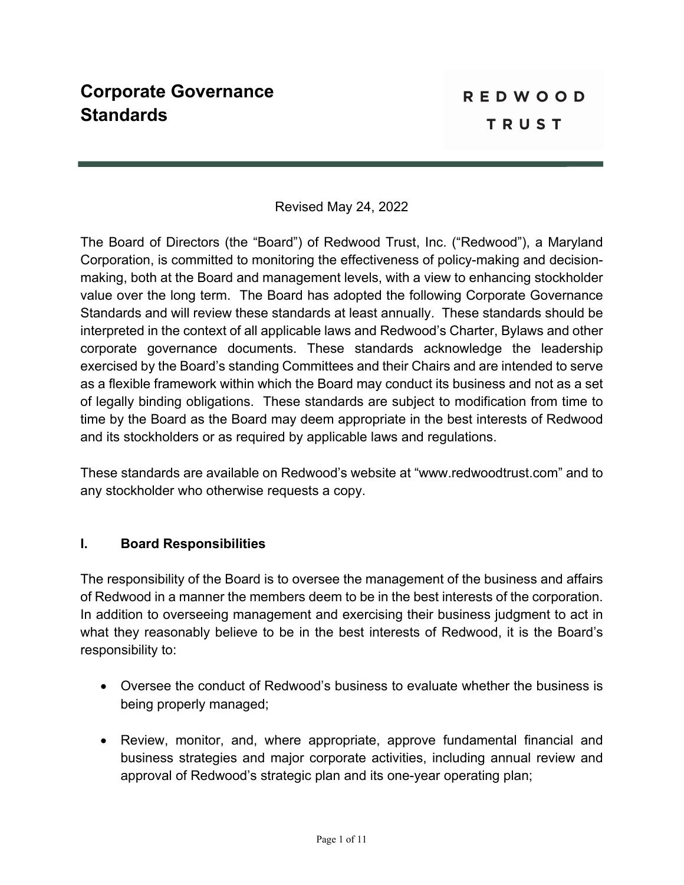# Corporate Governance Standards

REDWOOD TRUST

Revised May 24, 2022

The Board of Directors (the "Board") of Redwood Trust, Inc. ("Redwood"), a Maryland Corporation, is committed to monitoring the effectiveness of policy-making and decision-making, both at the Board and management levels, with a view to enhancing stockholder value over the long term. The Board has adopted the following Corporate Governance Standards and will review these standards at least annually. These standards should be interpreted in the context of all applicable laws and Redwood's Charter, Bylaws and other corporate governance documents. These standards acknowledge the leadership exercised by the Board's standing Committees and their Chairs and are intended to serve as a flexible framework within which the Board may conduct its business and not as a set of legally binding obligations. These standards are subject to modification from time to time by the Board as the Board may deem appropriate in the best interests of Redwood and its stockholders or as required by applicable laws and regulations.

These standards are available on Redwood's website at "www.redwoodtrust.com" and to any stockholder who otherwise requests a copy.

## I. Board Responsibilities

The responsibility of the Board is to oversee the management of the business and affairs of Redwood in a manner the members deem to be in the best interests of the corporation. In addition to overseeing management and exercising their business judgment to act in what they reasonably believe to be in the best interests of Redwood, it is the Board's responsibility to:

- Oversee the conduct of Redwood's business to evaluate whether the business is being properly managed;
- Review, monitor, and, where appropriate, approve fundamental financial and business strategies and major corporate activities, including annual review and approval of Redwood's strategic plan and its one-year operating plan;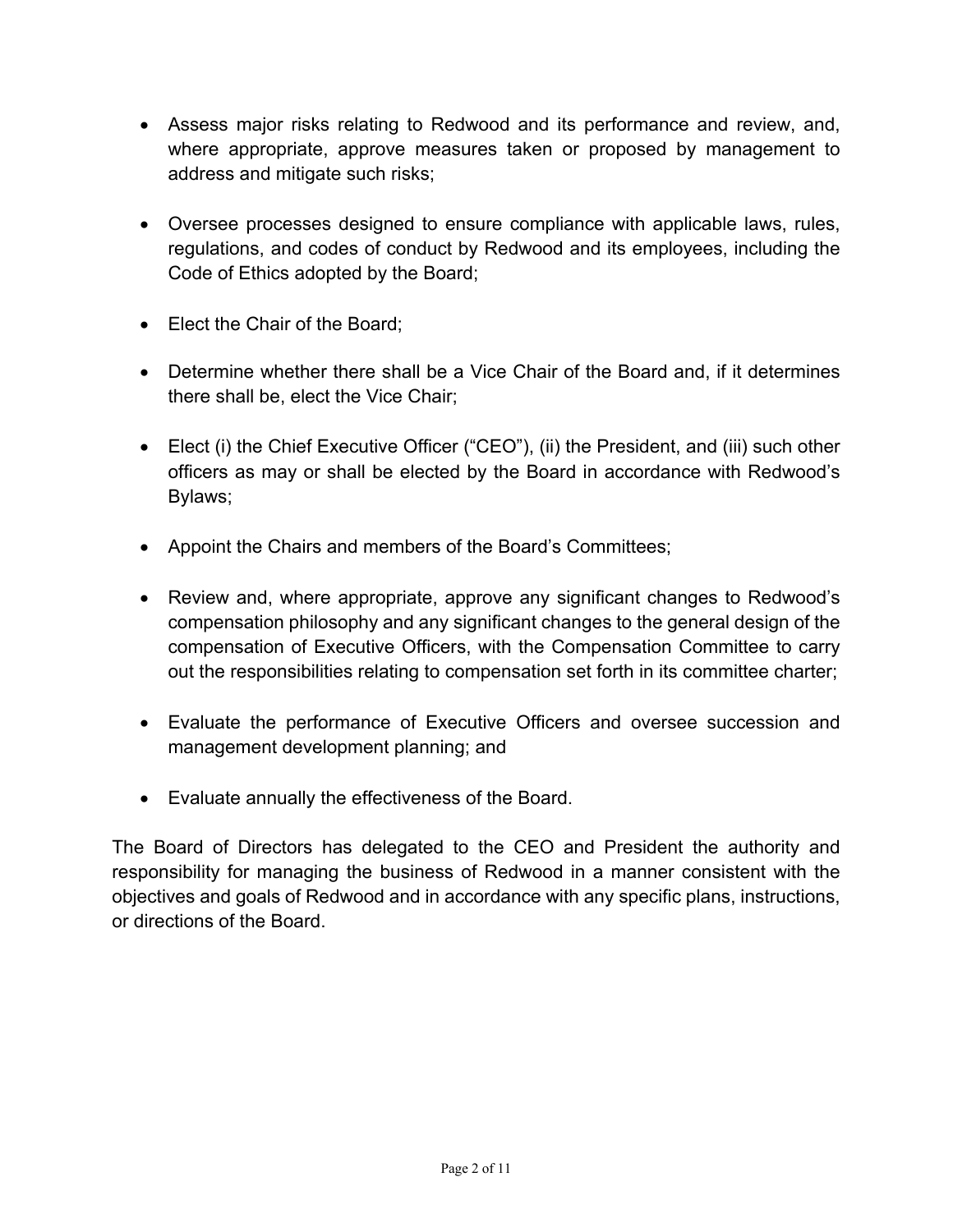- Assess major risks relating to Redwood and its performance and review, and, where appropriate, approve measures taken or proposed by management to address and mitigate such risks;

- Oversee processes designed to ensure compliance with applicable laws, rules, regulations, and codes of conduct by Redwood and its employees, including the Code of Ethics adopted by the Board;

- Elect the Chair of the Board;

- Determine whether there shall be a Vice Chair of the Board and, if it determines there shall be, elect the Vice Chair;

- Elect (i) the Chief Executive Officer ("CEO"), (ii) the President, and (iii) such other officers as may or shall be elected by the Board in accordance with Redwood's Bylaws;

- Appoint the Chairs and members of the Board's Committees;

- Review and, where appropriate, approve any significant changes to Redwood's compensation philosophy and any significant changes to the general design of the compensation of Executive Officers, with the Compensation Committee to carry out the responsibilities relating to compensation set forth in its committee charter;

- Evaluate the performance of Executive Officers and oversee succession and management development planning; and

- Evaluate annually the effectiveness of the Board.

The Board of Directors has delegated to the CEO and President the authority and responsibility for managing the business of Redwood in a manner consistent with the objectives and goals of Redwood and in accordance with any specific plans, instructions, or directions of the Board.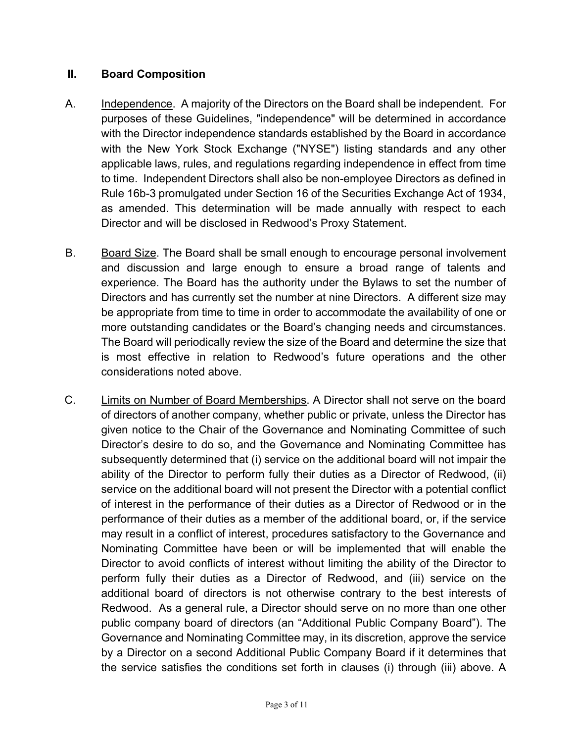## II. Board Composition

A. Independence. A majority of the Directors on the Board shall be independent. For purposes of these Guidelines, "independence" will be determined in accordance with the Director independence standards established by the Board in accordance with the New York Stock Exchange ("NYSE") listing standards and any other applicable laws, rules, and regulations regarding independence in effect from time to time. Independent Directors shall also be non-employee Directors as defined in Rule 16b-3 promulgated under Section 16 of the Securities Exchange Act of 1934, as amended. This determination will be made annually with respect to each Director and will be disclosed in Redwood's Proxy Statement.

B. Board Size. The Board shall be small enough to encourage personal involvement and discussion and large enough to ensure a broad range of talents and experience. The Board has the authority under the Bylaws to set the number of Directors and has currently set the number at nine Directors. A different size may be appropriate from time to time in order to accommodate the availability of one or more outstanding candidates or the Board's changing needs and circumstances. The Board will periodically review the size of the Board and determine the size that is most effective in relation to Redwood's future operations and the other considerations noted above.

C. Limits on Number of Board Memberships. A Director shall not serve on the board of directors of another company, whether public or private, unless the Director has given notice to the Chair of the Governance and Nominating Committee of such Director's desire to do so, and the Governance and Nominating Committee has subsequently determined that (i) service on the additional board will not impair the ability of the Director to perform fully their duties as a Director of Redwood, (ii) service on the additional board will not present the Director with a potential conflict of interest in the performance of their duties as a Director of Redwood or in the performance of their duties as a member of the additional board, or, if the service may result in a conflict of interest, procedures satisfactory to the Governance and Nominating Committee have been or will be implemented that will enable the Director to avoid conflicts of interest without limiting the ability of the Director to perform fully their duties as a Director of Redwood, and (iii) service on the additional board of directors is not otherwise contrary to the best interests of Redwood. As a general rule, a Director should serve on no more than one other public company board of directors (an "Additional Public Company Board"). The Governance and Nominating Committee may, in its discretion, approve the service by a Director on a second Additional Public Company Board if it determines that the service satisfies the conditions set forth in clauses (i) through (iii) above. A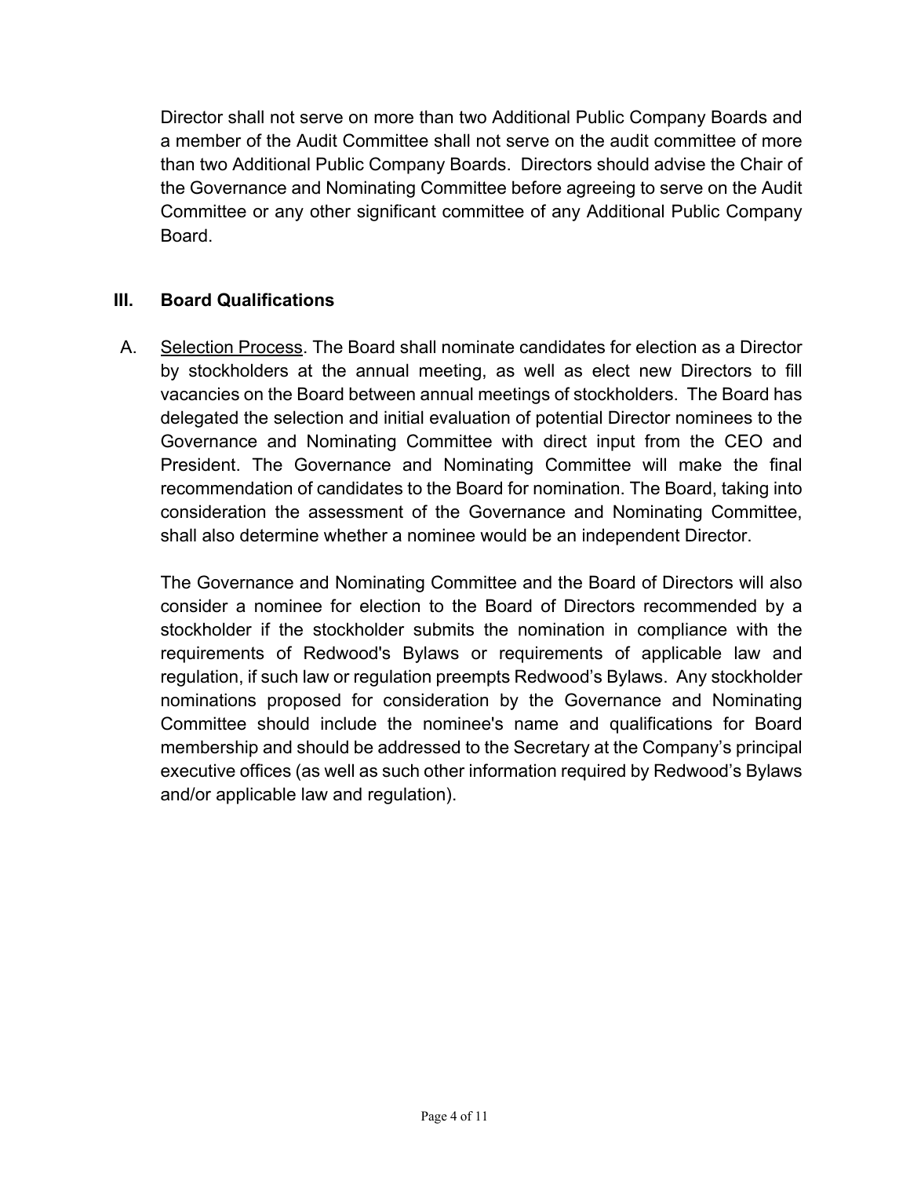Director shall not serve on more than two Additional Public Company Boards and a member of the Audit Committee shall not serve on the audit committee of more than two Additional Public Company Boards. Directors should advise the Chair of the Governance and Nominating Committee before agreeing to serve on the Audit Committee or any other significant committee of any Additional Public Company Board.

## III. Board Qualifications

A. Selection Process. The Board shall nominate candidates for election as a Director by stockholders at the annual meeting, as well as elect new Directors to fill vacancies on the Board between annual meetings of stockholders. The Board has delegated the selection and initial evaluation of potential Director nominees to the Governance and Nominating Committee with direct input from the CEO and President. The Governance and Nominating Committee will make the final recommendation of candidates to the Board for nomination. The Board, taking into consideration the assessment of the Governance and Nominating Committee, shall also determine whether a nominee would be an independent Director.

The Governance and Nominating Committee and the Board of Directors will also consider a nominee for election to the Board of Directors recommended by a stockholder if the stockholder submits the nomination in compliance with the requirements of Redwood's Bylaws or requirements of applicable law and regulation, if such law or regulation preempts Redwood's Bylaws. Any stockholder nominations proposed for consideration by the Governance and Nominating Committee should include the nominee's name and qualifications for Board membership and should be addressed to the Secretary at the Company's principal executive offices (as well as such other information required by Redwood's Bylaws and/or applicable law and regulation).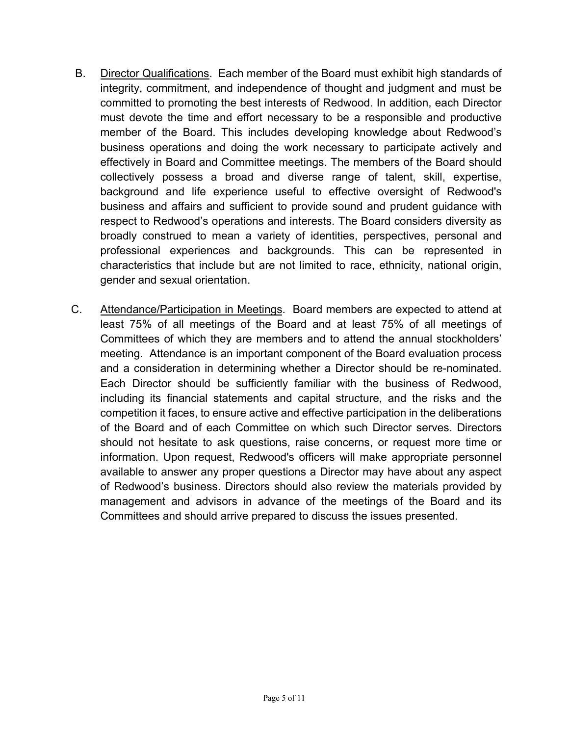B. <u>Director Qualifications</u>. Each member of the Board must exhibit high standards of integrity, commitment, and independence of thought and judgment and must be committed to promoting the best interests of Redwood. In addition, each Director must devote the time and effort necessary to be a responsible and productive member of the Board. This includes developing knowledge about Redwood's business operations and doing the work necessary to participate actively and effectively in Board and Committee meetings. The members of the Board should collectively possess a broad and diverse range of talent, skill, expertise, background and life experience useful to effective oversight of Redwood's business and affairs and sufficient to provide sound and prudent guidance with respect to Redwood's operations and interests. The Board considers diversity as broadly construed to mean a variety of identities, perspectives, personal and professional experiences and backgrounds. This can be represented in characteristics that include but are not limited to race, ethnicity, national origin, gender and sexual orientation.

C. <u>Attendance/Participation in Meetings</u>. Board members are expected to attend at least 75% of all meetings of the Board and at least 75% of all meetings of Committees of which they are members and to attend the annual stockholders' meeting. Attendance is an important component of the Board evaluation process and a consideration in determining whether a Director should be re-nominated. Each Director should be sufficiently familiar with the business of Redwood, including its financial statements and capital structure, and the risks and the competition it faces, to ensure active and effective participation in the deliberations of the Board and of each Committee on which such Director serves. Directors should not hesitate to ask questions, raise concerns, or request more time or information. Upon request, Redwood's officers will make appropriate personnel available to answer any proper questions a Director may have about any aspect of Redwood's business. Directors should also review the materials provided by management and advisors in advance of the meetings of the Board and its Committees and should arrive prepared to discuss the issues presented.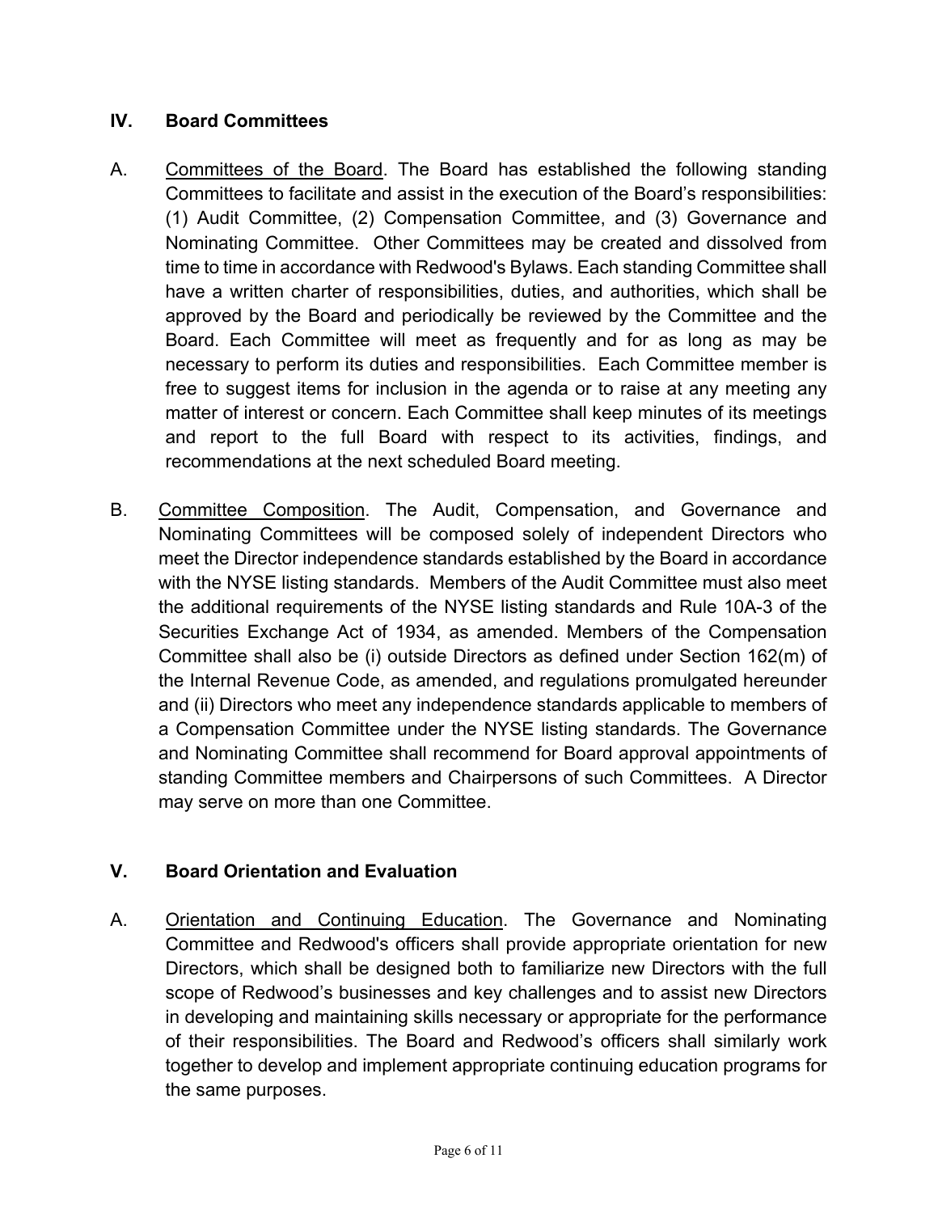## IV. Board Committees

A. Committees of the Board. The Board has established the following standing Committees to facilitate and assist in the execution of the Board's responsibilities: (1) Audit Committee, (2) Compensation Committee, and (3) Governance and Nominating Committee. Other Committees may be created and dissolved from time to time in accordance with Redwood's Bylaws. Each standing Committee shall have a written charter of responsibilities, duties, and authorities, which shall be approved by the Board and periodically be reviewed by the Committee and the Board. Each Committee will meet as frequently and for as long as may be necessary to perform its duties and responsibilities. Each Committee member is free to suggest items for inclusion in the agenda or to raise at any meeting any matter of interest or concern. Each Committee shall keep minutes of its meetings and report to the full Board with respect to its activities, findings, and recommendations at the next scheduled Board meeting.

B. Committee Composition. The Audit, Compensation, and Governance and Nominating Committees will be composed solely of independent Directors who meet the Director independence standards established by the Board in accordance with the NYSE listing standards. Members of the Audit Committee must also meet the additional requirements of the NYSE listing standards and Rule 10A-3 of the Securities Exchange Act of 1934, as amended. Members of the Compensation Committee shall also be (i) outside Directors as defined under Section 162(m) of the Internal Revenue Code, as amended, and regulations promulgated hereunder and (ii) Directors who meet any independence standards applicable to members of a Compensation Committee under the NYSE listing standards. The Governance and Nominating Committee shall recommend for Board approval appointments of standing Committee members and Chairpersons of such Committees. A Director may serve on more than one Committee.

## V. Board Orientation and Evaluation

A. Orientation and Continuing Education. The Governance and Nominating Committee and Redwood's officers shall provide appropriate orientation for new Directors, which shall be designed both to familiarize new Directors with the full scope of Redwood's businesses and key challenges and to assist new Directors in developing and maintaining skills necessary or appropriate for the performance of their responsibilities. The Board and Redwood's officers shall similarly work together to develop and implement appropriate continuing education programs for the same purposes.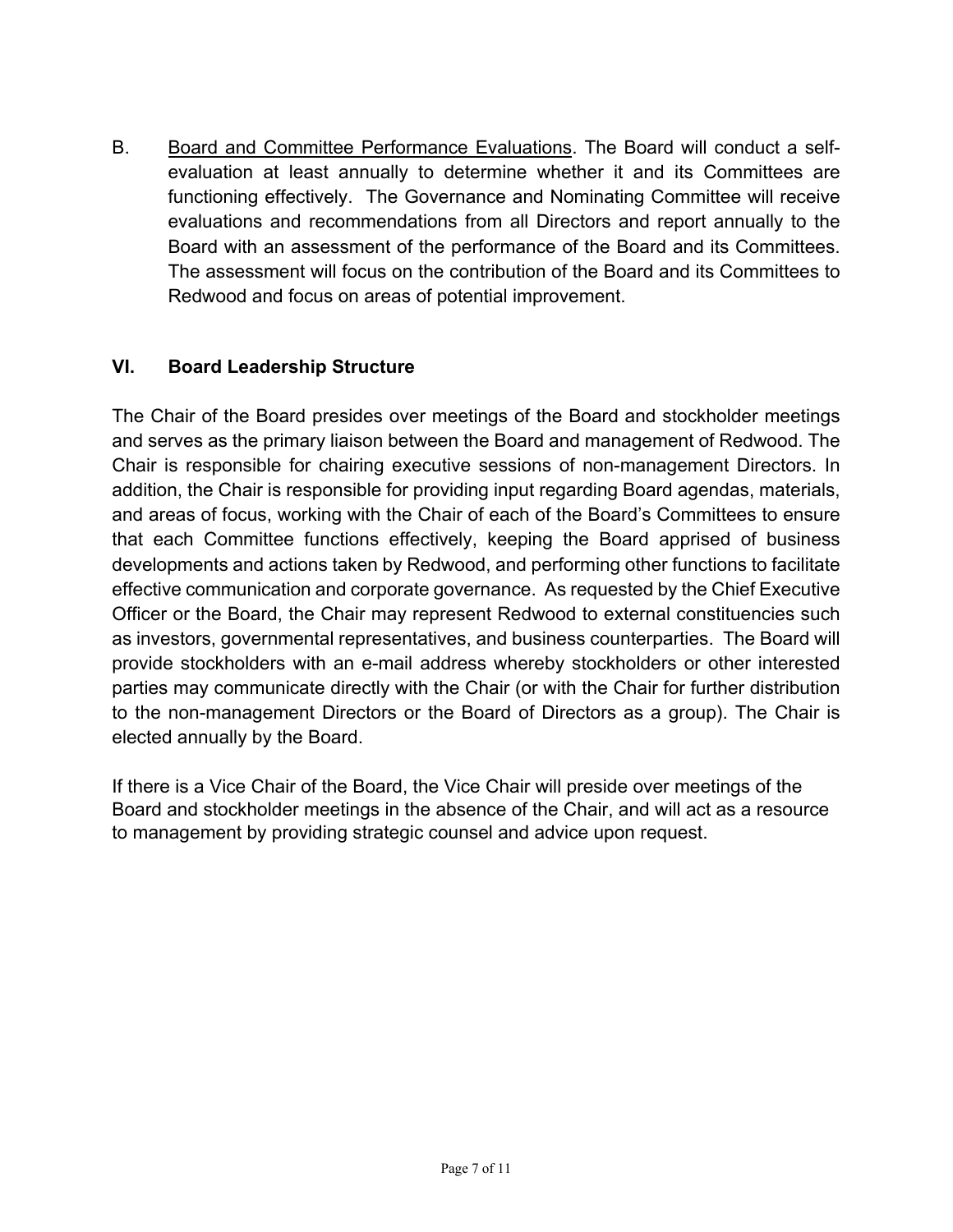B. Board and Committee Performance Evaluations. The Board will conduct a self-evaluation at least annually to determine whether it and its Committees are functioning effectively. The Governance and Nominating Committee will receive evaluations and recommendations from all Directors and report annually to the Board with an assessment of the performance of the Board and its Committees. The assessment will focus on the contribution of the Board and its Committees to Redwood and focus on areas of potential improvement.

## VI. Board Leadership Structure

The Chair of the Board presides over meetings of the Board and stockholder meetings and serves as the primary liaison between the Board and management of Redwood. The Chair is responsible for chairing executive sessions of non-management Directors. In addition, the Chair is responsible for providing input regarding Board agendas, materials, and areas of focus, working with the Chair of each of the Board's Committees to ensure that each Committee functions effectively, keeping the Board apprised of business developments and actions taken by Redwood, and performing other functions to facilitate effective communication and corporate governance. As requested by the Chief Executive Officer or the Board, the Chair may represent Redwood to external constituencies such as investors, governmental representatives, and business counterparties. The Board will provide stockholders with an e-mail address whereby stockholders or other interested parties may communicate directly with the Chair (or with the Chair for further distribution to the non-management Directors or the Board of Directors as a group). The Chair is elected annually by the Board.

If there is a Vice Chair of the Board, the Vice Chair will preside over meetings of the Board and stockholder meetings in the absence of the Chair, and will act as a resource to management by providing strategic counsel and advice upon request.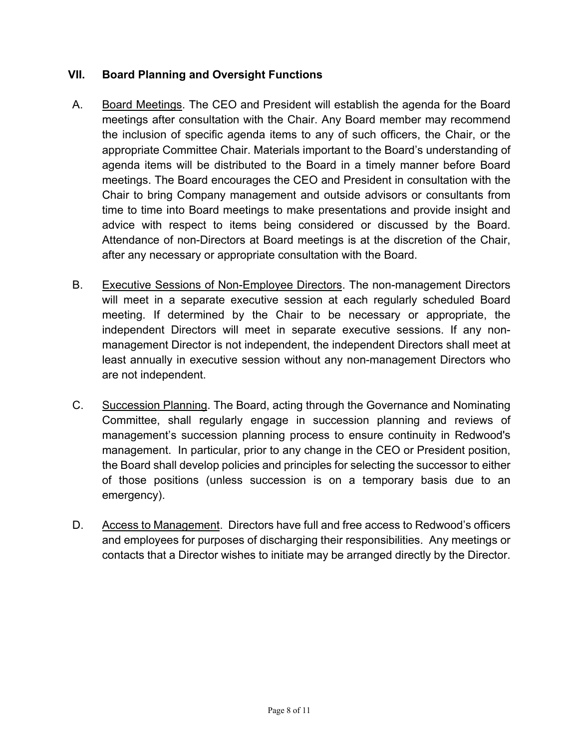## VII. Board Planning and Oversight Functions

A. Board Meetings. The CEO and President will establish the agenda for the Board meetings after consultation with the Chair. Any Board member may recommend the inclusion of specific agenda items to any of such officers, the Chair, or the appropriate Committee Chair. Materials important to the Board's understanding of agenda items will be distributed to the Board in a timely manner before Board meetings. The Board encourages the CEO and President in consultation with the Chair to bring Company management and outside advisors or consultants from time to time into Board meetings to make presentations and provide insight and advice with respect to items being considered or discussed by the Board. Attendance of non-Directors at Board meetings is at the discretion of the Chair, after any necessary or appropriate consultation with the Board.

B. Executive Sessions of Non-Employee Directors. The non-management Directors will meet in a separate executive session at each regularly scheduled Board meeting. If determined by the Chair to be necessary or appropriate, the independent Directors will meet in separate executive sessions. If any non-management Director is not independent, the independent Directors shall meet at least annually in executive session without any non-management Directors who are not independent.

C. Succession Planning. The Board, acting through the Governance and Nominating Committee, shall regularly engage in succession planning and reviews of management's succession planning process to ensure continuity in Redwood's management. In particular, prior to any change in the CEO or President position, the Board shall develop policies and principles for selecting the successor to either of those positions (unless succession is on a temporary basis due to an emergency).

D. Access to Management. Directors have full and free access to Redwood's officers and employees for purposes of discharging their responsibilities. Any meetings or contacts that a Director wishes to initiate may be arranged directly by the Director.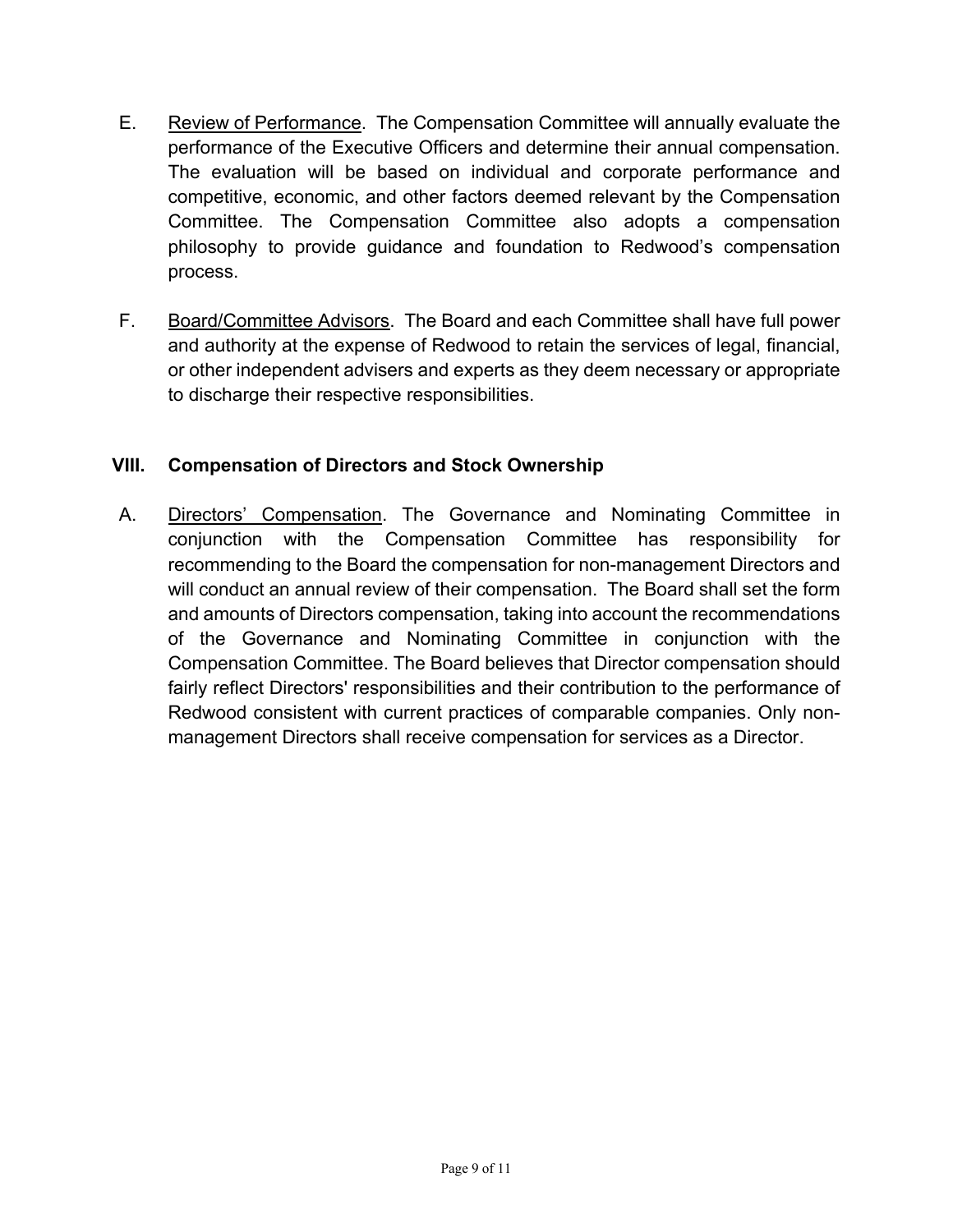E. Review of Performance. The Compensation Committee will annually evaluate the performance of the Executive Officers and determine their annual compensation. The evaluation will be based on individual and corporate performance and competitive, economic, and other factors deemed relevant by the Compensation Committee. The Compensation Committee also adopts a compensation philosophy to provide guidance and foundation to Redwood's compensation process.

F. Board/Committee Advisors. The Board and each Committee shall have full power and authority at the expense of Redwood to retain the services of legal, financial, or other independent advisers and experts as they deem necessary or appropriate to discharge their respective responsibilities.

## VIII. Compensation of Directors and Stock Ownership

A. Directors' Compensation. The Governance and Nominating Committee in conjunction with the Compensation Committee has responsibility for recommending to the Board the compensation for non-management Directors and will conduct an annual review of their compensation. The Board shall set the form and amounts of Directors compensation, taking into account the recommendations of the Governance and Nominating Committee in conjunction with the Compensation Committee. The Board believes that Director compensation should fairly reflect Directors' responsibilities and their contribution to the performance of Redwood consistent with current practices of comparable companies. Only non-management Directors shall receive compensation for services as a Director.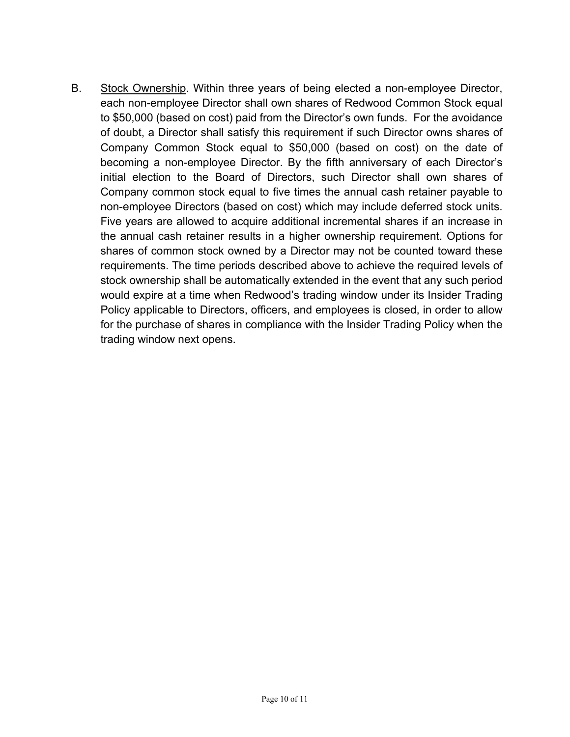B. Stock Ownership. Within three years of being elected a non-employee Director, each non-employee Director shall own shares of Redwood Common Stock equal to $50,000 (based on cost) paid from the Director's own funds. For the avoidance of doubt, a Director shall satisfy this requirement if such Director owns shares of Company Common Stock equal to $50,000 (based on cost) on the date of becoming a non-employee Director. By the fifth anniversary of each Director's initial election to the Board of Directors, such Director shall own shares of Company common stock equal to five times the annual cash retainer payable to non-employee Directors (based on cost) which may include deferred stock units. Five years are allowed to acquire additional incremental shares if an increase in the annual cash retainer results in a higher ownership requirement. Options for shares of common stock owned by a Director may not be counted toward these requirements. The time periods described above to achieve the required levels of stock ownership shall be automatically extended in the event that any such period would expire at a time when Redwood's trading window under its Insider Trading Policy applicable to Directors, officers, and employees is closed, in order to allow for the purchase of shares in compliance with the Insider Trading Policy when the trading window next opens.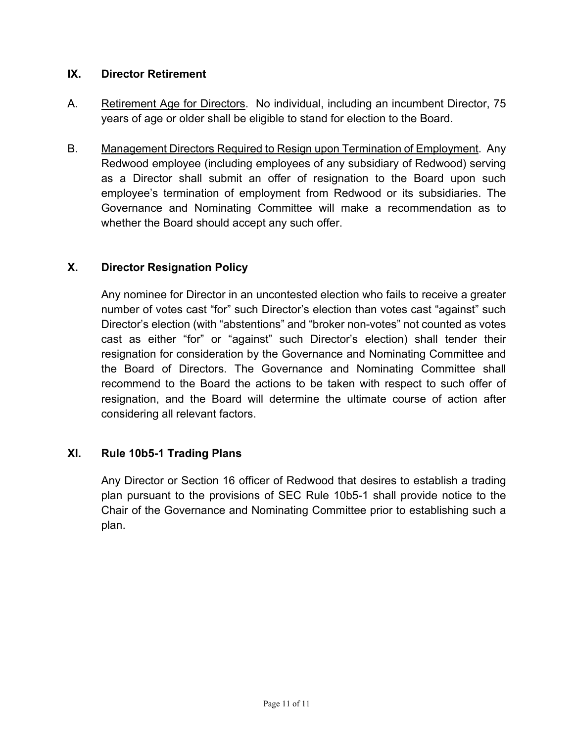## IX. Director Retirement

A. Retirement Age for Directors. No individual, including an incumbent Director, 75 years of age or older shall be eligible to stand for election to the Board.

B. Management Directors Required to Resign upon Termination of Employment. Any Redwood employee (including employees of any subsidiary of Redwood) serving as a Director shall submit an offer of resignation to the Board upon such employee's termination of employment from Redwood or its subsidiaries. The Governance and Nominating Committee will make a recommendation as to whether the Board should accept any such offer.

## X. Director Resignation Policy

Any nominee for Director in an uncontested election who fails to receive a greater number of votes cast "for" such Director's election than votes cast "against" such Director's election (with "abstentions" and "broker non-votes" not counted as votes cast as either "for" or "against" such Director's election) shall tender their resignation for consideration by the Governance and Nominating Committee and the Board of Directors. The Governance and Nominating Committee shall recommend to the Board the actions to be taken with respect to such offer of resignation, and the Board will determine the ultimate course of action after considering all relevant factors.

## XI. Rule 10b5-1 Trading Plans

Any Director or Section 16 officer of Redwood that desires to establish a trading plan pursuant to the provisions of SEC Rule 10b5-1 shall provide notice to the Chair of the Governance and Nominating Committee prior to establishing such a plan.